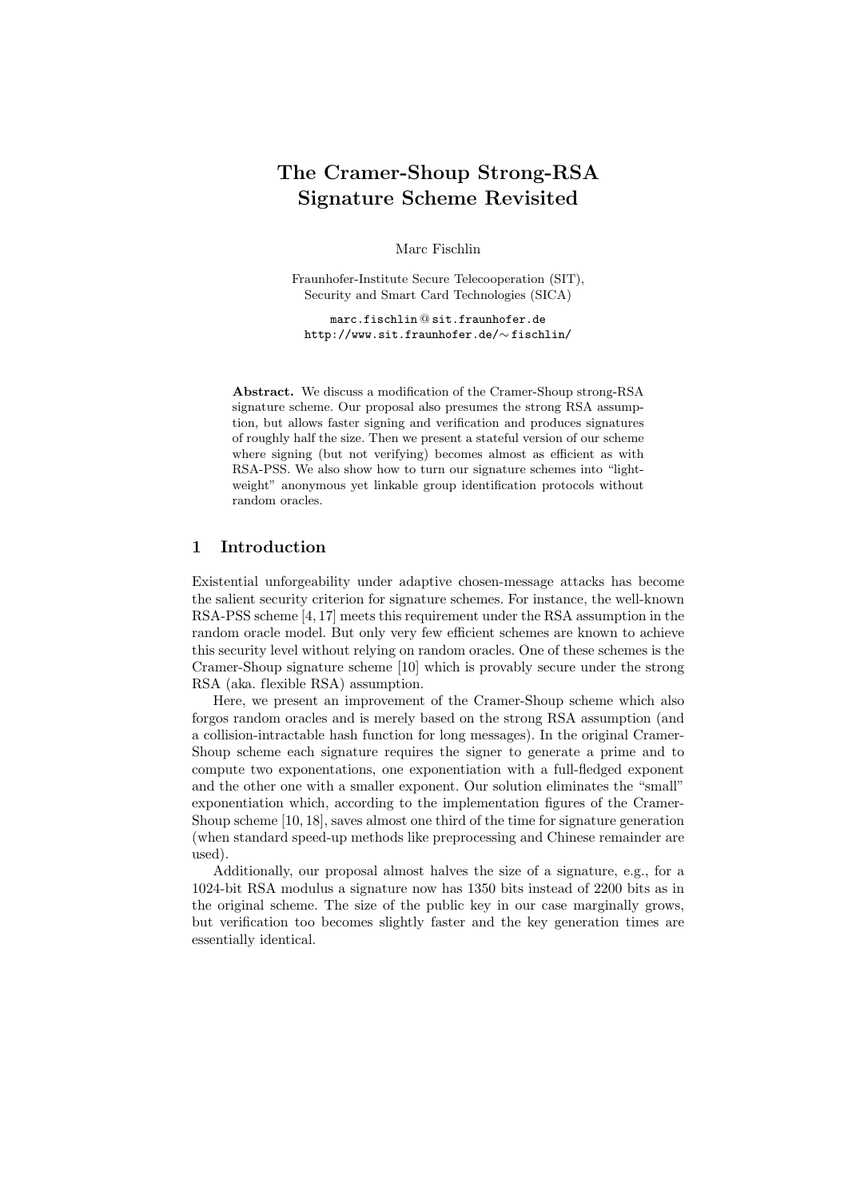# The Cramer-Shoup Strong-RSA Signature Scheme Revisited

Marc Fischlin

Fraunhofer-Institute Secure Telecooperation (SIT),
Security and Smart Card Technologies (SICA)

marc.fischlin@sit.fraunhofer.de
http://www.sit.fraunhofer.de/~fischlin/

**Abstract.** We discuss a modification of the Cramer-Shoup strong-RSA signature scheme. Our proposal also presumes the strong RSA assumption, but allows faster signing and verification and produces signatures of roughly half the size. Then we present a stateful version of our scheme where signing (but not verifying) becomes almost as efficient as with RSA-PSS. We also show how to turn our signature schemes into "lightweight" anonymous yet linkable group identification protocols without random oracles.

## 1 Introduction

Existential unforgeability under adaptive chosen-message attacks has become the salient security criterion for signature schemes. For instance, the well-known RSA-PSS scheme [4, 17] meets this requirement under the RSA assumption in the random oracle model. But only very few efficient schemes are known to achieve this security level without relying on random oracles. One of these schemes is the Cramer-Shoup signature scheme [10] which is provably secure under the strong RSA (aka. flexible RSA) assumption.

Here, we present an improvement of the Cramer-Shoup scheme which also forgos random oracles and is merely based on the strong RSA assumption (and a collision-intractable hash function for long messages). In the original Cramer-Shoup scheme each signature requires the signer to generate a prime and to compute two exponentations, one exponentiation with a full-fledged exponent and the other one with a smaller exponent. Our solution eliminates the "small" exponentiation which, according to the implementation figures of the Cramer-Shoup scheme [10, 18], saves almost one third of the time for signature generation (when standard speed-up methods like preprocessing and Chinese remainder are used).

Additionally, our proposal almost halves the size of a signature, e.g., for a 1024-bit RSA modulus a signature now has 1350 bits instead of 2200 bits as in the original scheme. The size of the public key in our case marginally grows, but verification too becomes slightly faster and the key generation times are essentially identical.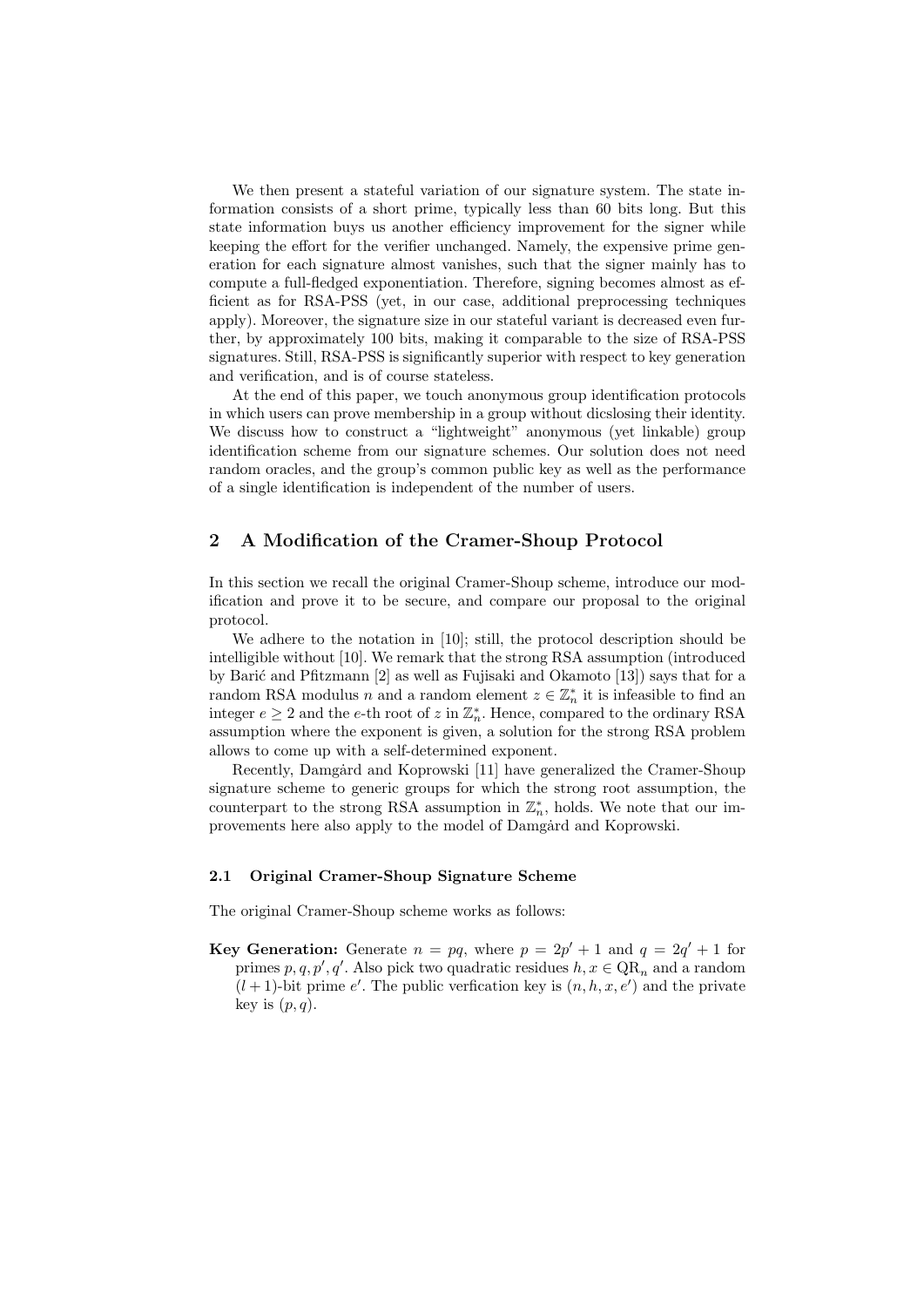We then present a stateful variation of our signature system. The state information consists of a short prime, typically less than 60 bits long. But this state information buys us another efficiency improvement for the signer while keeping the effort for the verifier unchanged. Namely, the expensive prime generation for each signature almost vanishes, such that the signer mainly has to compute a full-fledged exponentiation. Therefore, signing becomes almost as efficient as for RSA-PSS (yet, in our case, additional preprocessing techniques apply). Moreover, the signature size in our stateful variant is decreased even further, by approximately 100 bits, making it comparable to the size of RSA-PSS signatures. Still, RSA-PSS is significantly superior with respect to key generation and verification, and is of course stateless.

At the end of this paper, we touch anonymous group identification protocols in which users can prove membership in a group without dicslosing their identity. We discuss how to construct a "lightweight" anonymous (yet linkable) group identification scheme from our signature schemes. Our solution does not need random oracles, and the group's common public key as well as the performance of a single identification is independent of the number of users.

## 2 A Modification of the Cramer-Shoup Protocol

In this section we recall the original Cramer-Shoup scheme, introduce our modification and prove it to be secure, and compare our proposal to the original protocol.

We adhere to the notation in [10]; still, the protocol description should be intelligible without [10]. We remark that the strong RSA assumption (introduced by Barić and Pfitzmann [2] as well as Fujisaki and Okamoto [13]) says that for a random RSA modulus $n$ and a random element $z \in \mathbb{Z}_n^*$ it is infeasible to find an integer $e \geq 2$ and the $e$-th root of $z$ in $\mathbb{Z}_n^*$. Hence, compared to the ordinary RSA assumption where the exponent is given, a solution for the strong RSA problem allows to come up with a self-determined exponent.

Recently, Damgård and Koprowski [11] have generalized the Cramer-Shoup signature scheme to generic groups for which the strong root assumption, the counterpart to the strong RSA assumption in $\mathbb{Z}_n^*$, holds. We note that our improvements here also apply to the model of Damgård and Koprowski.

### 2.1 Original Cramer-Shoup Signature Scheme

The original Cramer-Shoup scheme works as follows:

**Key Generation:** Generate $n = pq$, where $p = 2p' + 1$ and $q = 2q' + 1$ for primes $p, q, p', q'$. Also pick two quadratic residues $h, x \in \mathrm{QR}_n$ and a random $(l+1)$-bit prime $e'$. The public verfication key is $(n, h, x, e')$ and the private key is $(p, q)$.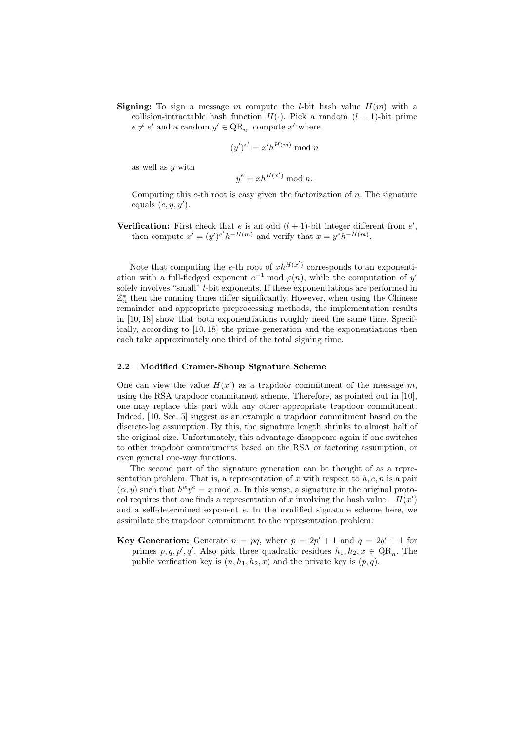**Signing:** To sign a message $m$ compute the $l$-bit hash value $H(m)$ with a collision-intractable hash function $H(\cdot)$. Pick a random $(l+1)$-bit prime $e \neq e'$ and a random $y' \in \mathrm{QR}_n$, compute $x'$ where

$$(y')^{e'} = x' h^{H(m)} \bmod n$$

as well as $y$ with

$$y^e = x h^{H(x')} \bmod n.$$

Computing this $e$-th root is easy given the factorization of $n$. The signature equals $(e, y, y')$.

**Verification:** First check that $e$ is an odd $(l+1)$-bit integer different from $e'$, then compute $x' = (y')^{e'} h^{-H(m)}$ and verify that $x = y^e h^{-H(m)}$.

Note that computing the $e$-th root of $xh^{H(x')}$ corresponds to an exponentiation with a full-fledged exponent $e^{-1} \bmod \varphi(n)$, while the computation of $y'$ solely involves "small" $l$-bit exponents. If these exponentiations are performed in $\mathbb{Z}_n^*$ then the running times differ significantly. However, when using the Chinese remainder and appropriate preprocessing methods, the implementation results in [10, 18] show that both exponentiations roughly need the same time. Specifically, according to [10, 18] the prime generation and the exponentiations then each take approximately one third of the total signing time.

### 2.2 Modified Cramer-Shoup Signature Scheme

One can view the value $H(x')$ as a trapdoor commitment of the message $m$, using the RSA trapdoor commitment scheme. Therefore, as pointed out in [10], one may replace this part with any other appropriate trapdoor commitment. Indeed, [10, Sec. 5] suggest as an example a trapdoor commitment based on the discrete-log assumption. By this, the signature length shrinks to almost half of the original size. Unfortunately, this advantage disappears again if one switches to other trapdoor commitments based on the RSA or factoring assumption, or even general one-way functions.

The second part of the signature generation can be thought of as a representation problem. That is, a representation of $x$ with respect to $h, e, n$ is a pair $(\alpha, y)$ such that $h^\alpha y^e = x \bmod n$. In this sense, a signature in the original protocol requires that one finds a representation of $x$ involving the hash value $-H(x')$ and a self-determined exponent $e$. In the modified signature scheme here, we assimilate the trapdoor commitment to the representation problem:

**Key Generation:** Generate $n = pq$, where $p = 2p' + 1$ and $q = 2q' + 1$ for primes $p, q, p', q'$. Also pick three quadratic residues $h_1, h_2, x \in \mathrm{QR}_n$. The public verfication key is $(n, h_1, h_2, x)$ and the private key is $(p, q)$.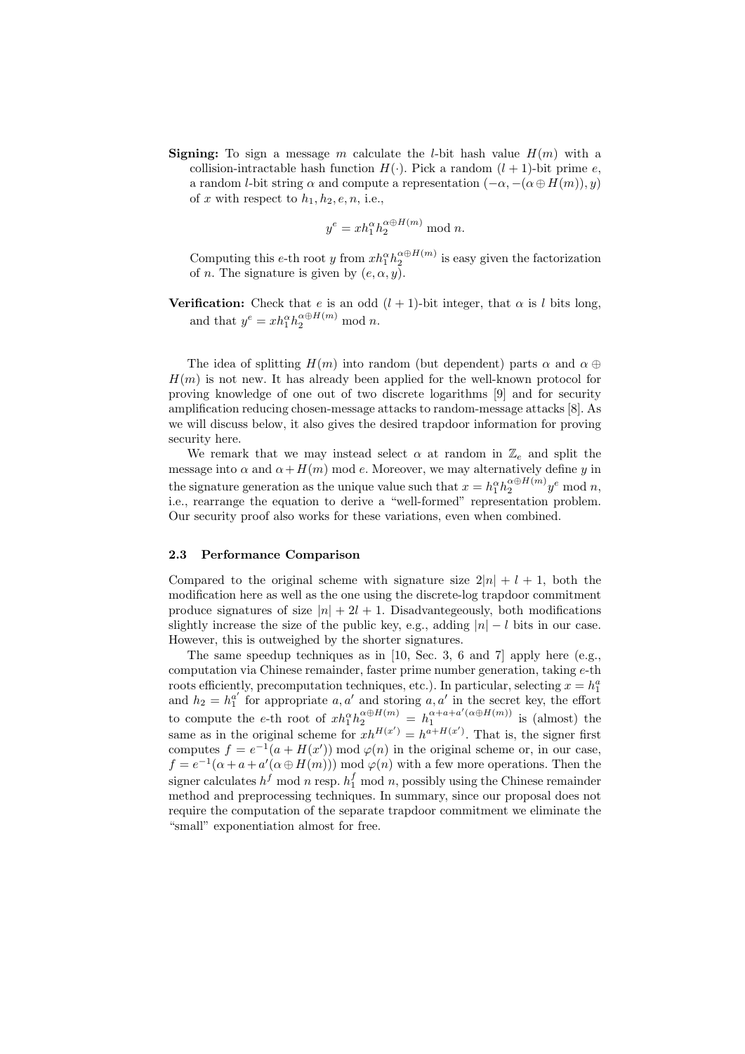**Signing:** To sign a message $m$ calculate the $l$-bit hash value $H(m)$ with a collision-intractable hash function $H(\cdot)$. Pick a random $(l+1)$-bit prime $e$, a random $l$-bit string $\alpha$ and compute a representation $(-\alpha, -(\alpha \oplus H(m)), y)$ of $x$ with respect to $h_1, h_2, e, n$, i.e.,

$$y^e = x h_1^{\alpha} h_2^{\alpha \oplus H(m)} \bmod n.$$

Computing this $e$-th root $y$ from $x h_1^{\alpha} h_2^{\alpha \oplus H(m)}$ is easy given the factorization of $n$. The signature is given by $(e, \alpha, y)$.

**Verification:** Check that $e$ is an odd $(l+1)$-bit integer, that $\alpha$ is $l$ bits long, and that $y^e = x h_1^{\alpha} h_2^{\alpha \oplus H(m)} \bmod n$.

The idea of splitting $H(m)$ into random (but dependent) parts $\alpha$ and $\alpha \oplus H(m)$ is not new. It has already been applied for the well-known protocol for proving knowledge of one out of two discrete logarithms [9] and for security amplification reducing chosen-message attacks to random-message attacks [8]. As we will discuss below, it also gives the desired trapdoor information for proving security here.

We remark that we may instead select $\alpha$ at random in $\mathbb{Z}_e$ and split the message into $\alpha$ and $\alpha + H(m) \bmod e$. Moreover, we may alternatively define $y$ in the signature generation as the unique value such that $x = h_1^{\alpha} h_2^{\alpha \oplus H(m)} y^e \bmod n$, i.e., rearrange the equation to derive a "well-formed" representation problem. Our security proof also works for these variations, even when combined.

### 2.3 Performance Comparison

Compared to the original scheme with signature size $2|n| + l + 1$, both the modification here as well as the one using the discrete-log trapdoor commitment produce signatures of size $|n| + 2l + 1$. Disadvantegeously, both modifications slightly increase the size of the public key, e.g., adding $|n| - l$ bits in our case. However, this is outweighed by the shorter signatures.

The same speedup techniques as in [10, Sec. 3, 6 and 7] apply here (e.g., computation via Chinese remainder, faster prime number generation, taking $e$-th roots efficiently, precomputation techniques, etc.). In particular, selecting $x = h_1^a$ and $h_2 = h_1^{a'}$ for appropriate $a, a'$ and storing $a, a'$ in the secret key, the effort to compute the $e$-th root of $x h_1^{\alpha} h_2^{\alpha \oplus H(m)} = h_1^{\alpha + a + a'(\alpha \oplus H(m))}$ is (almost) the same as in the original scheme for $x h^{H(x')} = h^{a + H(x')}$. That is, the signer first computes $f = e^{-1}(a + H(x')) \bmod \varphi(n)$ in the original scheme or, in our case, $f = e^{-1}(\alpha + a + a'(\alpha \oplus H(m))) \bmod \varphi(n)$ with a few more operations. Then the signer calculates $h^f \bmod n$ resp. $h_1^f \bmod n$, possibly using the Chinese remainder method and preprocessing techniques. In summary, since our proposal does not require the computation of the separate trapdoor commitment we eliminate the "small" exponentiation almost for free.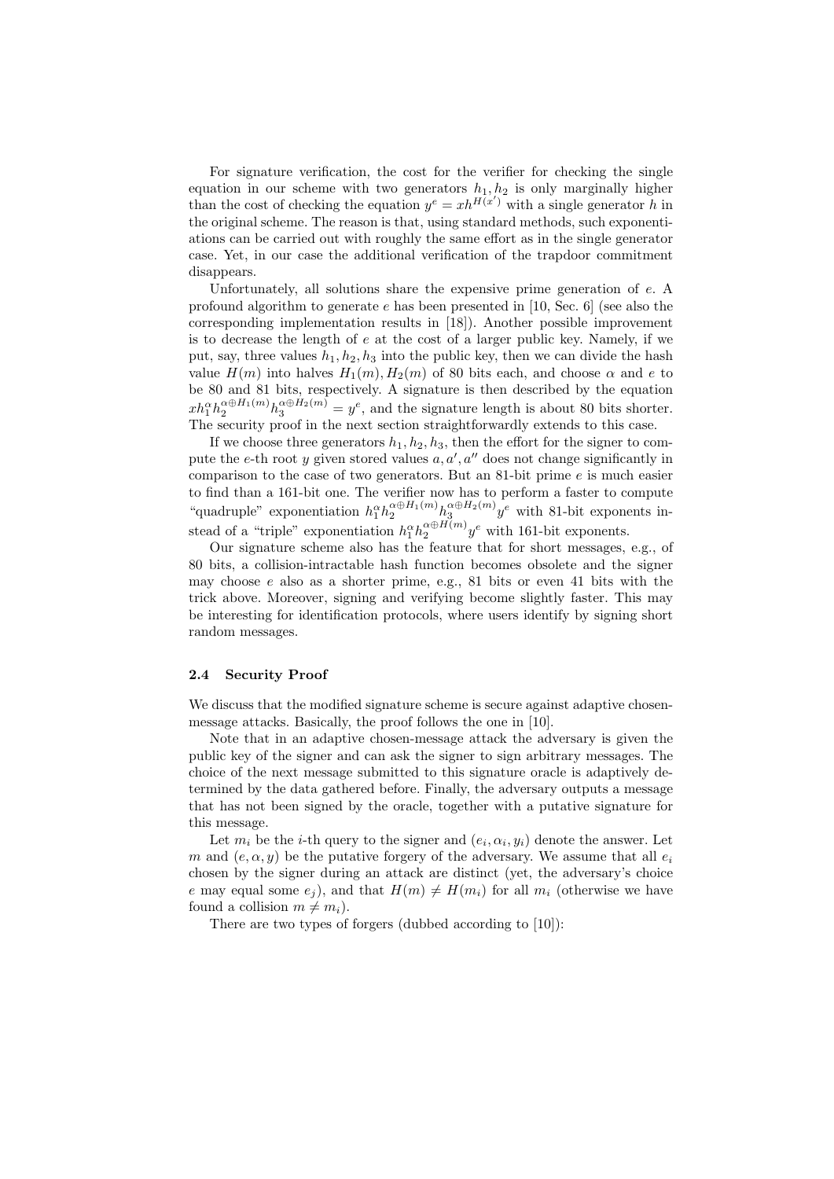For signature verification, the cost for the verifier for checking the single equation in our scheme with two generators $h_1, h_2$ is only marginally higher than the cost of checking the equation $y^e = xh^{H(x')}$ with a single generator $h$ in the original scheme. The reason is that, using standard methods, such exponentiations can be carried out with roughly the same effort as in the single generator case. Yet, in our case the additional verification of the trapdoor commitment disappears.

Unfortunately, all solutions share the expensive prime generation of $e$. A profound algorithm to generate $e$ has been presented in [10, Sec. 6] (see also the corresponding implementation results in [18]). Another possible improvement is to decrease the length of $e$ at the cost of a larger public key. Namely, if we put, say, three values $h_1, h_2, h_3$ into the public key, then we can divide the hash value $H(m)$ into halves $H_1(m), H_2(m)$ of 80 bits each, and choose $\alpha$ and $e$ to be 80 and 81 bits, respectively. A signature is then described by the equation $xh_1^{\alpha} h_2^{\alpha \oplus H_1(m)} h_3^{\alpha \oplus H_2(m)} = y^e$, and the signature length is about 80 bits shorter. The security proof in the next section straightforwardly extends to this case.

If we choose three generators $h_1, h_2, h_3$, then the effort for the signer to compute the $e$-th root $y$ given stored values $a, a', a''$ does not change significantly in comparison to the case of two generators. But an 81-bit prime $e$ is much easier to find than a 161-bit one. The verifier now has to perform a faster to compute "quadruple" exponentiation $h_1^{\alpha} h_2^{\alpha \oplus H_1(m)} h_3^{\alpha \oplus H_2(m)} y^e$ with 81-bit exponents instead of a "triple" exponentiation $h_1^{\alpha} h_2^{\alpha \oplus H(m)} y^e$ with 161-bit exponents.

Our signature scheme also has the feature that for short messages, e.g., of 80 bits, a collision-intractable hash function becomes obsolete and the signer may choose $e$ also as a shorter prime, e.g., 81 bits or even 41 bits with the trick above. Moreover, signing and verifying become slightly faster. This may be interesting for identification protocols, where users identify by signing short random messages.

### 2.4 Security Proof

We discuss that the modified signature scheme is secure against adaptive chosen-message attacks. Basically, the proof follows the one in [10].

Note that in an adaptive chosen-message attack the adversary is given the public key of the signer and can ask the signer to sign arbitrary messages. The choice of the next message submitted to this signature oracle is adaptively determined by the data gathered before. Finally, the adversary outputs a message that has not been signed by the oracle, together with a putative signature for this message.

Let $m_i$ be the $i$-th query to the signer and $(e_i, \alpha_i, y_i)$ denote the answer. Let $m$ and $(e, \alpha, y)$ be the putative forgery of the adversary. We assume that all $e_i$ chosen by the signer during an attack are distinct (yet, the adversary's choice $e$ may equal some $e_j$), and that $H(m) \neq H(m_i)$ for all $m_i$ (otherwise we have found a collision $m \neq m_i$).

There are two types of forgers (dubbed according to [10]):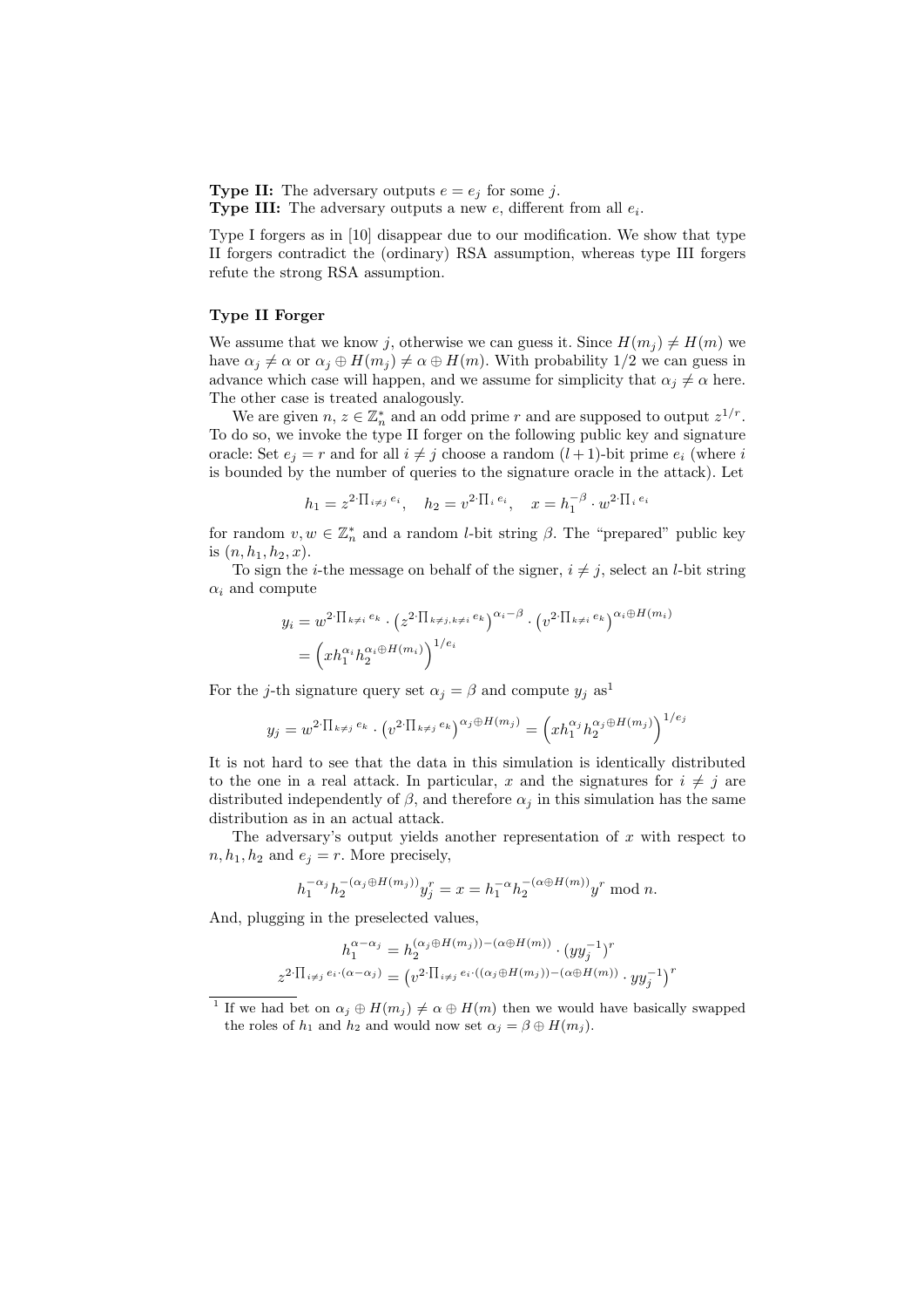**Type II:** The adversary outputs $e = e_j$ for some $j$.
**Type III:** The adversary outputs a new $e$, different from all $e_i$.

Type I forgers as in [10] disappear due to our modification. We show that type II forgers contradict the (ordinary) RSA assumption, whereas type III forgers refute the strong RSA assumption.

### Type II Forger

We assume that we know $j$, otherwise we can guess it. Since $H(m_j) \neq H(m)$ we have $\alpha_j \neq \alpha$ or $\alpha_j \oplus H(m_j) \neq \alpha \oplus H(m)$. With probability 1/2 we can guess in advance which case will happen, and we assume for simplicity that $\alpha_j \neq \alpha$ here. The other case is treated analogously.

We are given $n$, $z \in \mathbb{Z}_n^*$ and an odd prime $r$ and are supposed to output $z^{1/r}$. To do so, we invoke the type II forger on the following public key and signature oracle: Set $e_j = r$ and for all $i \neq j$ choose a random $(l+1)$-bit prime $e_i$ (where $i$ is bounded by the number of queries to the signature oracle in the attack). Let

$$h_1 = z^{2 \cdot \prod_{i \neq j} e_i}, \quad h_2 = v^{2 \cdot \prod_i e_i}, \quad x = h_1^{-\beta} \cdot w^{2 \cdot \prod_i e_i}$$

for random $v, w \in \mathbb{Z}_n^*$ and a random $l$-bit string $\beta$. The "prepared" public key is $(n, h_1, h_2, x)$.

To sign the $i$-the message on behalf of the signer, $i \neq j$, select an $l$-bit string $\alpha_i$ and compute

$$\begin{aligned} y_i &= w^{2 \cdot \prod_{k \neq i} e_k} \cdot \left(z^{2 \cdot \prod_{k \neq j, k \neq i} e_k}\right)^{\alpha_i - \beta} \cdot \left(v^{2 \cdot \prod_{k \neq i} e_k}\right)^{\alpha_i \oplus H(m_i)} \\ &= \left(x h_1^{\alpha_i} h_2^{\alpha_i \oplus H(m_i)}\right)^{1/e_i} \end{aligned}$$

For the $j$-th signature query set $\alpha_j = \beta$ and compute $y_j$ as[1]

$$y_j = w^{2 \cdot \prod_{k \neq j} e_k} \cdot \left(v^{2 \cdot \prod_{k \neq j} e_k}\right)^{\alpha_j \oplus H(m_j)} = \left(x h_1^{\alpha_j} h_2^{\alpha_j \oplus H(m_j)}\right)^{1/e_j}$$

It is not hard to see that the data in this simulation is identically distributed to the one in a real attack. In particular, $x$ and the signatures for $i \neq j$ are distributed independently of $\beta$, and therefore $\alpha_j$ in this simulation has the same distribution as in an actual attack.

The adversary's output yields another representation of $x$ with respect to $n, h_1, h_2$ and $e_j = r$. More precisely,

$$h_1^{-\alpha_j} h_2^{-(\alpha_j \oplus H(m_j))} y_j^r = x = h_1^{-\alpha} h_2^{-(\alpha \oplus H(m))} y^r \bmod n.$$

And, plugging in the preselected values,

$$\begin{aligned} h_1^{\alpha - \alpha_j} &= h_2^{(\alpha_j \oplus H(m_j)) - (\alpha \oplus H(m))} \cdot (y y_j^{-1})^r \\ z^{2 \cdot \prod_{i \neq j} e_i \cdot (\alpha - \alpha_j)} &= \left(v^{2 \cdot \prod_{i \neq j} e_i \cdot ((\alpha_j \oplus H(m_j)) - (\alpha \oplus H(m))} \cdot y y_j^{-1}\right)^r \end{aligned}$$

[1] If we had bet on $\alpha_j \oplus H(m_j) \neq \alpha \oplus H(m)$ then we would have basically swapped the roles of $h_1$ and $h_2$ and would now set $\alpha_j = \beta \oplus H(m_j)$.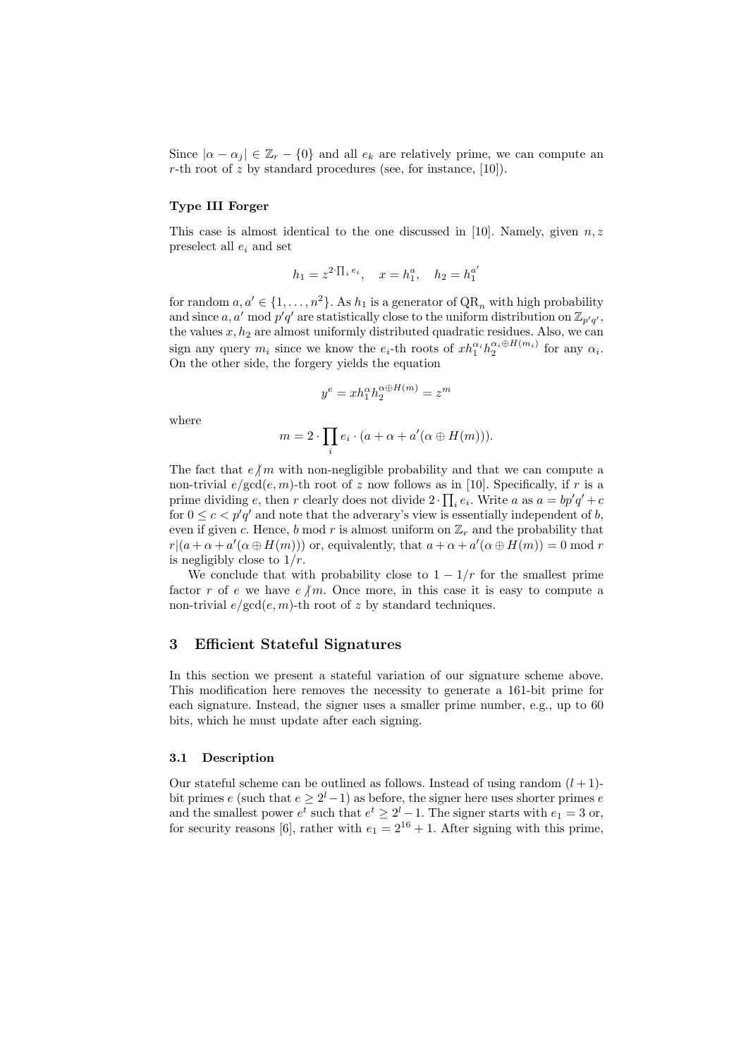Since $|\alpha - \alpha_j| \in \mathbb{Z}_r - \{0\}$ and all $e_k$ are relatively prime, we can compute an $r$-th root of $z$ by standard procedures (see, for instance, [10]).

#### Type III Forger

This case is almost identical to the one discussed in [10]. Namely, given $n, z$ preselect all $e_i$ and set

$$h_1 = z^{2 \cdot \prod_i e_i}, \quad x = h_1^a, \quad h_2 = h_1^{a'}$$

for random $a, a' \in \{1, \ldots, n^2\}$. As $h_1$ is a generator of $\mathrm{QR}_n$ with high probability and since $a, a' \bmod p'q'$ are statistically close to the uniform distribution on $\mathbb{Z}_{p'q'}$, the values $x, h_2$ are almost uniformly distributed quadratic residues. Also, we can sign any query $m_i$ since we know the $e_i$-th roots of $x h_1^{\alpha_i} h_2^{\alpha_i \oplus H(m_i)}$ for any $\alpha_i$. On the other side, the forgery yields the equation

$$y^e = x h_1^{\alpha} h_2^{\alpha \oplus H(m)} = z^m$$

where

$$m = 2 \cdot \prod_i e_i \cdot (a + \alpha + a'(\alpha \oplus H(m))).$$

The fact that $e \not| m$ with non-negligible probability and that we can compute a non-trivial $e/\gcd(e, m)$-th root of $z$ now follows as in [10]. Specifically, if $r$ is a prime dividing $e$, then $r$ clearly does not divide $2 \cdot \prod_i e_i$. Write $a$ as $a = bp'q' + c$ for $0 \le c < p'q'$ and note that the adverary's view is essentially independent of $b$, even if given $c$. Hence, $b \bmod r$ is almost uniform on $\mathbb{Z}_r$ and the probability that $r | (a + \alpha + a'(\alpha \oplus H(m)))$ or, equivalently, that $a + \alpha + a'(\alpha \oplus H(m)) = 0 \bmod r$ is negligibly close to $1/r$.

We conclude that with probability close to $1 - 1/r$ for the smallest prime factor $r$ of $e$ we have $e \not| m$. Once more, in this case it is easy to compute a non-trivial $e/\gcd(e, m)$-th root of $z$ by standard techniques.

## 3 Efficient Stateful Signatures

In this section we present a stateful variation of our signature scheme above. This modification here removes the necessity to generate a 161-bit prime for each signature. Instead, the signer uses a smaller prime number, e.g., up to 60 bits, which he must update after each signing.

### 3.1 Description

Our stateful scheme can be outlined as follows. Instead of using random $(l+1)$-bit primes $e$ (such that $e \ge 2^l - 1$) as before, the signer here uses shorter primes $e$ and the smallest power $e^t$ such that $e^t \ge 2^l - 1$. The signer starts with $e_1 = 3$ or, for security reasons [6], rather with $e_1 = 2^{16} + 1$. After signing with this prime,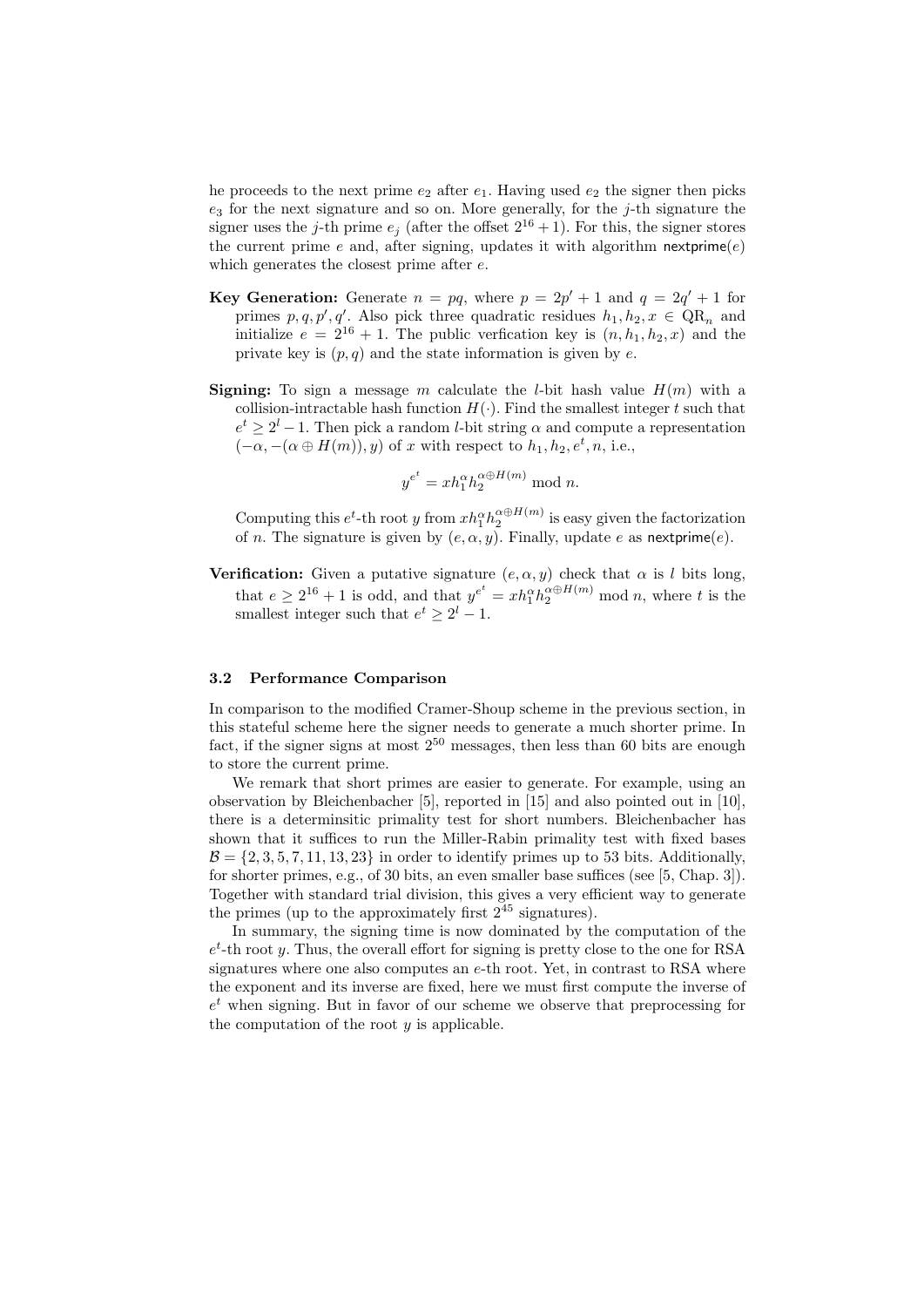he proceeds to the next prime $e_2$ after $e_1$. Having used $e_2$ the signer then picks $e_3$ for the next signature and so on. More generally, for the $j$-th signature the signer uses the $j$-th prime $e_j$ (after the offset $2^{16}+1$). For this, the signer stores the current prime $e$ and, after signing, updates it with algorithm $\mathsf{nextprime}(e)$ which generates the closest prime after $e$.

**Key Generation:** Generate $n = pq$, where $p = 2p' + 1$ and $q = 2q' + 1$ for primes $p, q, p', q'$. Also pick three quadratic residues $h_1, h_2, x \in \mathrm{QR}_n$ and initialize $e = 2^{16} + 1$. The public verfication key is $(n, h_1, h_2, x)$ and the private key is $(p, q)$ and the state information is given by $e$.

**Signing:** To sign a message $m$ calculate the $l$-bit hash value $H(m)$ with a collision-intractable hash function $H(\cdot)$. Find the smallest integer $t$ such that $e^t \geq 2^l - 1$. Then pick a random $l$-bit string $\alpha$ and compute a representation $(-\alpha, -(\alpha \oplus H(m)), y)$ of $x$ with respect to $h_1, h_2, e^t, n$, i.e.,

$$y^{e^t} = x h_1^{\alpha} h_2^{\alpha \oplus H(m)} \bmod n.$$

Computing this $e^t$-th root $y$ from $x h_1^{\alpha} h_2^{\alpha \oplus H(m)}$ is easy given the factorization of $n$. The signature is given by $(e, \alpha, y)$. Finally, update $e$ as $\mathsf{nextprime}(e)$.

**Verification:** Given a putative signature $(e, \alpha, y)$ check that $\alpha$ is $l$ bits long, that $e \geq 2^{16} + 1$ is odd, and that $y^{e^t} = x h_1^{\alpha} h_2^{\alpha \oplus H(m)} \bmod n$, where $t$ is the smallest integer such that $e^t \geq 2^l - 1$.

### 3.2 Performance Comparison

In comparison to the modified Cramer-Shoup scheme in the previous section, in this stateful scheme here the signer needs to generate a much shorter prime. In fact, if the signer signs at most $2^{50}$ messages, then less than 60 bits are enough to store the current prime.

We remark that short primes are easier to generate. For example, using an observation by Bleichenbacher [5], reported in [15] and also pointed out in [10], there is a determinsitic primality test for short numbers. Bleichenbacher has shown that it suffices to run the Miller-Rabin primality test with fixed bases $\mathcal{B} = \{2, 3, 5, 7, 11, 13, 23\}$ in order to identify primes up to 53 bits. Additionally, for shorter primes, e.g., of 30 bits, an even smaller base suffices (see [5, Chap. 3]). Together with standard trial division, this gives a very efficient way to generate the primes (up to the approximately first $2^{45}$ signatures).

In summary, the signing time is now dominated by the computation of the $e^t$-th root $y$. Thus, the overall effort for signing is pretty close to the one for RSA signatures where one also computes an $e$-th root. Yet, in contrast to RSA where the exponent and its inverse are fixed, here we must first compute the inverse of $e^t$ when signing. But in favor of our scheme we observe that preprocessing for the computation of the root $y$ is applicable.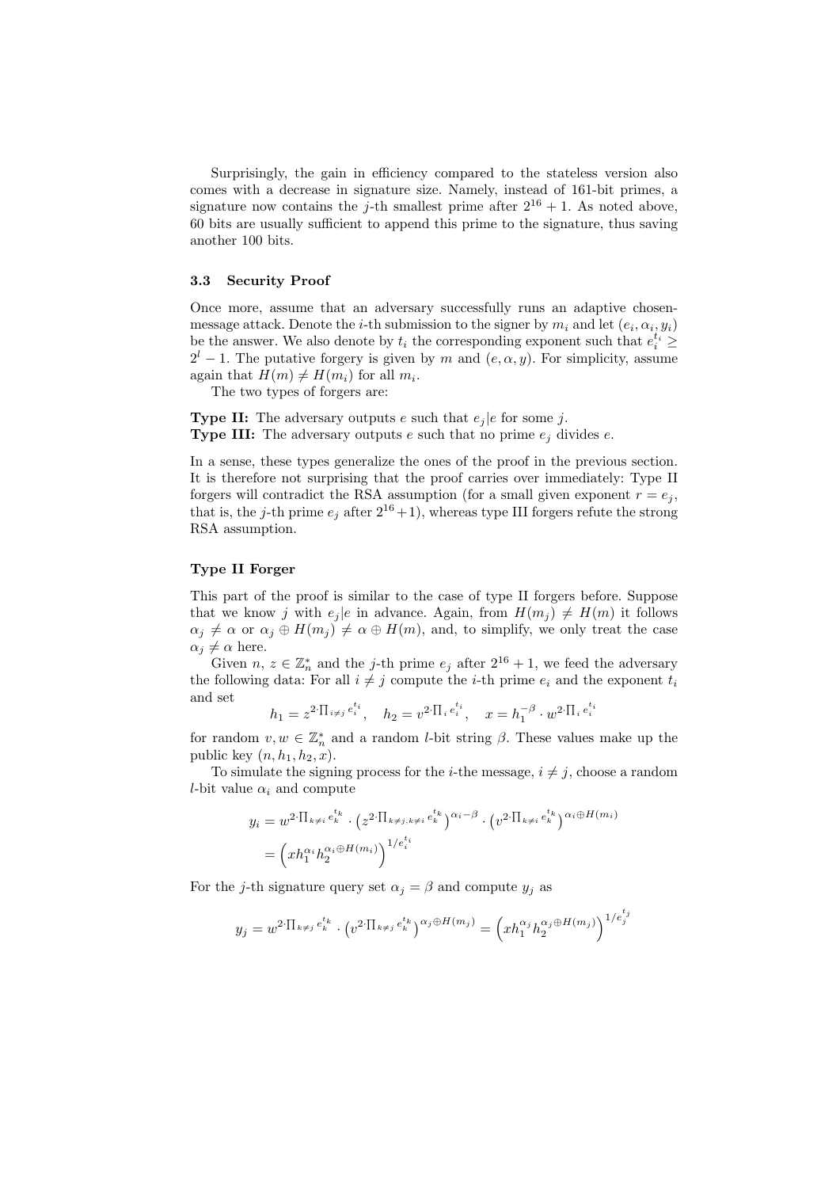Surprisingly, the gain in efficiency compared to the stateless version also comes with a decrease in signature size. Namely, instead of 161-bit primes, a signature now contains the $j$-th smallest prime after $2^{16}+1$. As noted above, 60 bits are usually sufficient to append this prime to the signature, thus saving another 100 bits.

### 3.3 Security Proof

Once more, assume that an adversary successfully runs an adaptive chosen-message attack. Denote the $i$-th submission to the signer by $m_i$ and let $(e_i, \alpha_i, y_i)$ be the answer. We also denote by $t_i$ the corresponding exponent such that $e_i^{t_i} \geq 2^l - 1$. The putative forgery is given by $m$ and $(e, \alpha, y)$. For simplicity, assume again that $H(m) \neq H(m_i)$ for all $m_i$.

The two types of forgers are:

**Type II:** The adversary outputs $e$ such that $e_j | e$ for some $j$.
**Type III:** The adversary outputs $e$ such that no prime $e_j$ divides $e$.

In a sense, these types generalize the ones of the proof in the previous section. It is therefore not surprising that the proof carries over immediately: Type II forgers will contradict the RSA assumption (for a small given exponent $r = e_j$, that is, the $j$-th prime $e_j$ after $2^{16}+1$), whereas type III forgers refute the strong RSA assumption.

#### Type II Forger

This part of the proof is similar to the case of type II forgers before. Suppose that we know $j$ with $e_j | e$ in advance. Again, from $H(m_j) \neq H(m)$ it follows $\alpha_j \neq \alpha$ or $\alpha_j \oplus H(m_j) \neq \alpha \oplus H(m)$, and, to simplify, we only treat the case $\alpha_j \neq \alpha$ here.

Given $n$, $z \in \mathbb{Z}_n^*$ and the $j$-th prime $e_j$ after $2^{16}+1$, we feed the adversary the following data: For all $i \neq j$ compute the $i$-th prime $e_i$ and the exponent $t_i$ and set

$$h_1 = z^{2 \cdot \prod_{i \neq j} e_i^{t_i}}, \quad h_2 = v^{2 \cdot \prod_i e_i^{t_i}}, \quad x = h_1^{-\beta} \cdot w^{2 \cdot \prod_i e_i^{t_i}}$$

for random $v, w \in \mathbb{Z}_n^*$ and a random $l$-bit string $\beta$. These values make up the public key $(n, h_1, h_2, x)$.

To simulate the signing process for the $i$-the message, $i \neq j$, choose a random $l$-bit value $\alpha_i$ and compute

$$\begin{aligned} y_i &= w^{2 \cdot \prod_{k \neq i} e_k^{t_k}} \cdot \left(z^{2 \cdot \prod_{k \neq j, k \neq i} e_k^{t_k}}\right)^{\alpha_i - \beta} \cdot \left(v^{2 \cdot \prod_{k \neq i} e_k^{t_k}}\right)^{\alpha_i \oplus H(m_i)} \\ &= \left(x h_1^{\alpha_i} h_2^{\alpha_i \oplus H(m_i)}\right)^{1/e_i^{t_i}} \end{aligned}$$

For the $j$-th signature query set $\alpha_j = \beta$ and compute $y_j$ as

$$y_j = w^{2 \cdot \prod_{k \neq j} e_k^{t_k}} \cdot \left(v^{2 \cdot \prod_{k \neq j} e_k^{t_k}}\right)^{\alpha_j \oplus H(m_j)} = \left(x h_1^{\alpha_j} h_2^{\alpha_j \oplus H(m_j)}\right)^{1/e_j^{t_j}}$$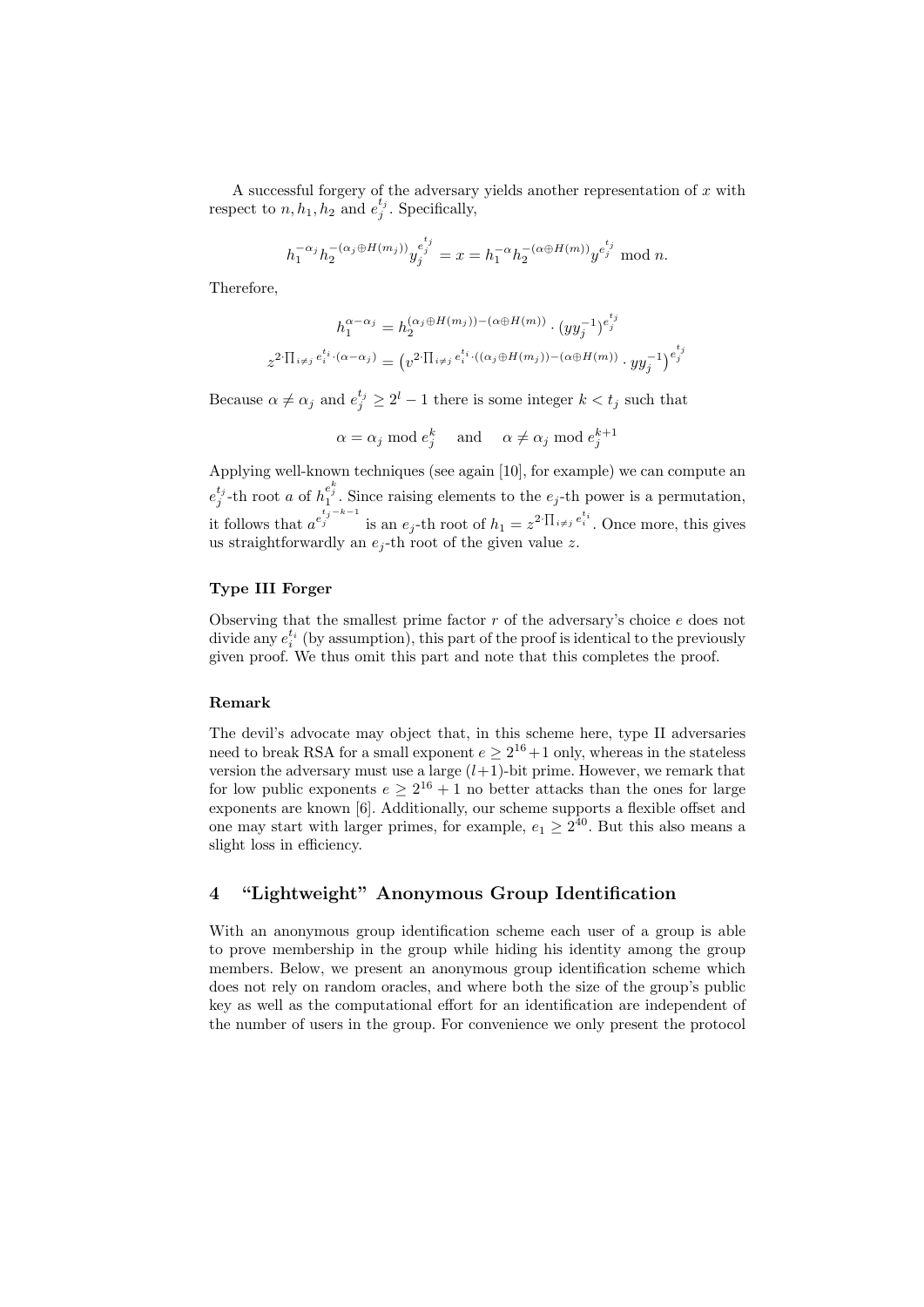A successful forgery of the adversary yields another representation of $x$ with respect to $n, h_1, h_2$ and $e_j^{t_j}$. Specifically,

$$h_1^{-\alpha_j} h_2^{-(\alpha_j \oplus H(m_j))} y_j^{e_j^{t_j}} = x = h_1^{-\alpha} h_2^{-(\alpha \oplus H(m))} y^{e_j^{t_j}} \bmod n.$$

Therefore,

$$h_1^{\alpha-\alpha_j} = h_2^{(\alpha_j \oplus H(m_j))-(\alpha \oplus H(m))} \cdot (y y_j^{-1})^{e_j^{t_j}}$$

$$z^{2 \cdot \prod_{i \neq j} e_i^{t_i} \cdot (\alpha - \alpha_j)} = \left(v^{2 \cdot \prod_{i \neq j} e_i^{t_i} \cdot ((\alpha_j \oplus H(m_j))-(\alpha \oplus H(m))} \cdot y y_j^{-1}\right)^{e_j^{t_j}}$$

Because $\alpha \neq \alpha_j$ and $e_j^{t_j} \geq 2^l - 1$ there is some integer $k < t_j$ such that

$$\alpha = \alpha_j \bmod e_j^k \quad \text{ and } \quad \alpha \neq \alpha_j \bmod e_j^{k+1}$$

Applying well-known techniques (see again [10], for example) we can compute an $e_j^{t_j}$-th root $a$ of $h_1^{e_j^k}$. Since raising elements to the $e_j$-th power is a permutation, it follows that $a^{e_j^{t_j-k-1}}$ is an $e_j$-th root of $h_1 = z^{2 \cdot \prod_{i \neq j} e_i^{t_i}}$. Once more, this gives us straightforwardly an $e_j$-th root of the given value $z$.

**Type III Forger**

Observing that the smallest prime factor $r$ of the adversary's choice $e$ does not divide any $e_i^{t_i}$ (by assumption), this part of the proof is identical to the previously given proof. We thus omit this part and note that this completes the proof.

**Remark**

The devil's advocate may object that, in this scheme here, type II adversaries need to break RSA for a small exponent $e \geq 2^{16}+1$ only, whereas in the stateless version the adversary must use a large $(l+1)$-bit prime. However, we remark that for low public exponents $e \geq 2^{16}+1$ no better attacks than the ones for large exponents are known [6]. Additionally, our scheme supports a flexible offset and one may start with larger primes, for example, $e_1 \geq 2^{40}$. But this also means a slight loss in efficiency.

## 4 "Lightweight" Anonymous Group Identification

With an anonymous group identification scheme each user of a group is able to prove membership in the group while hiding his identity among the group members. Below, we present an anonymous group identification scheme which does not rely on random oracles, and where both the size of the group's public key as well as the computational effort for an identification are independent of the number of users in the group. For convenience we only present the protocol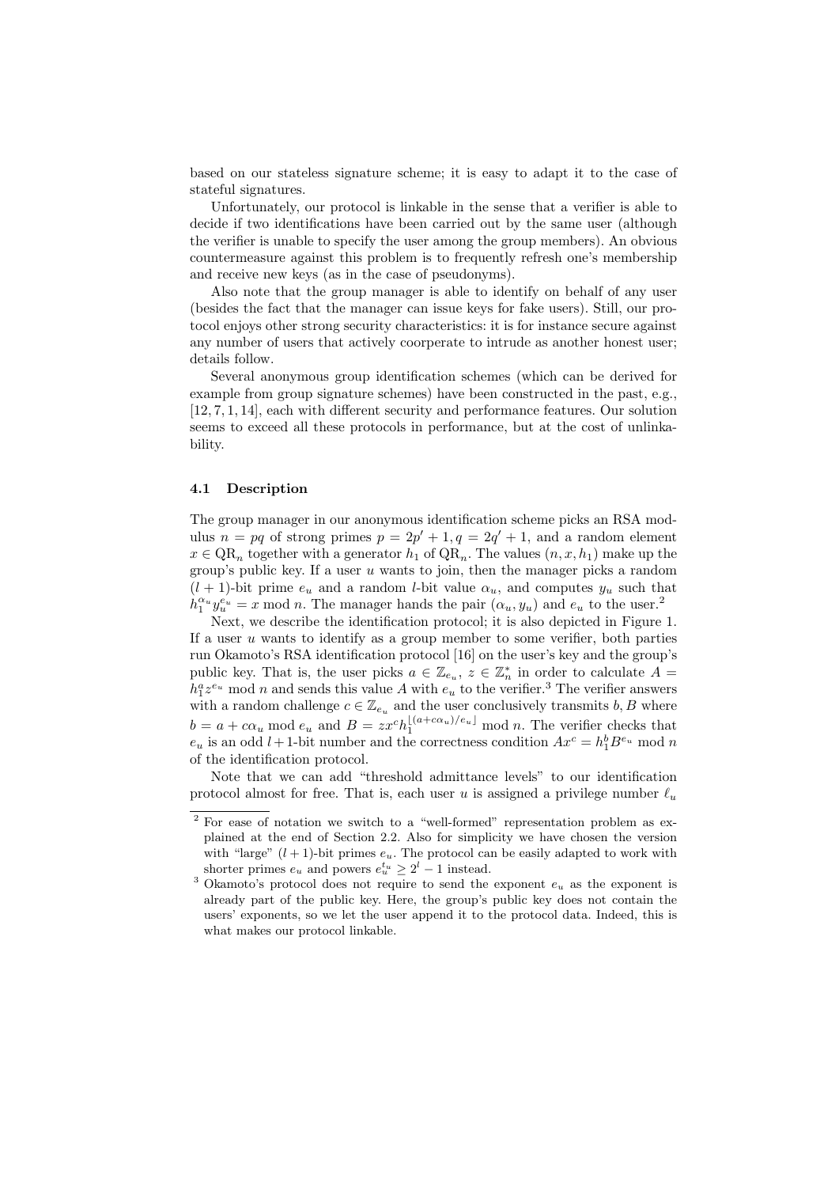based on our stateless signature scheme; it is easy to adapt it to the case of stateful signatures.

Unfortunately, our protocol is linkable in the sense that a verifier is able to decide if two identifications have been carried out by the same user (although the verifier is unable to specify the user among the group members). An obvious countermeasure against this problem is to frequently refresh one's membership and receive new keys (as in the case of pseudonyms).

Also note that the group manager is able to identify on behalf of any user (besides the fact that the manager can issue keys for fake users). Still, our protocol enjoys other strong security characteristics: it is for instance secure against any number of users that actively coorperate to intrude as another honest user; details follow.

Several anonymous group identification schemes (which can be derived for example from group signature schemes) have been constructed in the past, e.g., [12, 7, 1, 14], each with different security and performance features. Our solution seems to exceed all these protocols in performance, but at the cost of unlinkability.

### 4.1 Description

The group manager in our anonymous identification scheme picks an RSA modulus $n = pq$ of strong primes $p = 2p' + 1, q = 2q' + 1$, and a random element $x \in \mathrm{QR}_n$ together with a generator $h_1$ of $\mathrm{QR}_n$. The values $(n, x, h_1)$ make up the group's public key. If a user $u$ wants to join, then the manager picks a random $(l+1)$-bit prime $e_u$ and a random $l$-bit value $\alpha_u$, and computes $y_u$ such that $h_1^{\alpha_u} y_u^{e_u} = x \bmod n$. The manager hands the pair $(\alpha_u, y_u)$ and $e_u$ to the user.[2]

Next, we describe the identification protocol; it is also depicted in Figure 1. If a user $u$ wants to identify as a group member to some verifier, both parties run Okamoto's RSA identification protocol [16] on the user's key and the group's public key. That is, the user picks $a \in \mathbb{Z}_{e_u}$, $z \in \mathbb{Z}_n^*$ in order to calculate $A = h_1^a z^{e_u} \bmod n$ and sends this value $A$ with $e_u$ to the verifier.[3] The verifier answers with a random challenge $c \in \mathbb{Z}_{e_u}$ and the user conclusively transmits $b, B$ where $b = a + c\alpha_u \bmod e_u$ and $B = zx^c h_1^{\lfloor (a+c\alpha_u)/e_u \rfloor} \bmod n$. The verifier checks that $e_u$ is an odd $l+1$-bit number and the correctness condition $Ax^c = h_1^b B^{e_u} \bmod n$ of the identification protocol.

Note that we can add "threshold admittance levels" to our identification protocol almost for free. That is, each user $u$ is assigned a privilege number $\ell_u$

---

[2] For ease of notation we switch to a "well-formed" representation problem as explained at the end of Section 2.2. Also for simplicity we have chosen the version with "large" $(l+1)$-bit primes $e_u$. The protocol can be easily adapted to work with shorter primes $e_u$ and powers $e_u^{t_u} \geq 2^l - 1$ instead.

[3] Okamoto's protocol does not require to send the exponent $e_u$ as the exponent is already part of the public key. Here, the group's public key does not contain the users' exponents, so we let the user append it to the protocol data. Indeed, this is what makes our protocol linkable.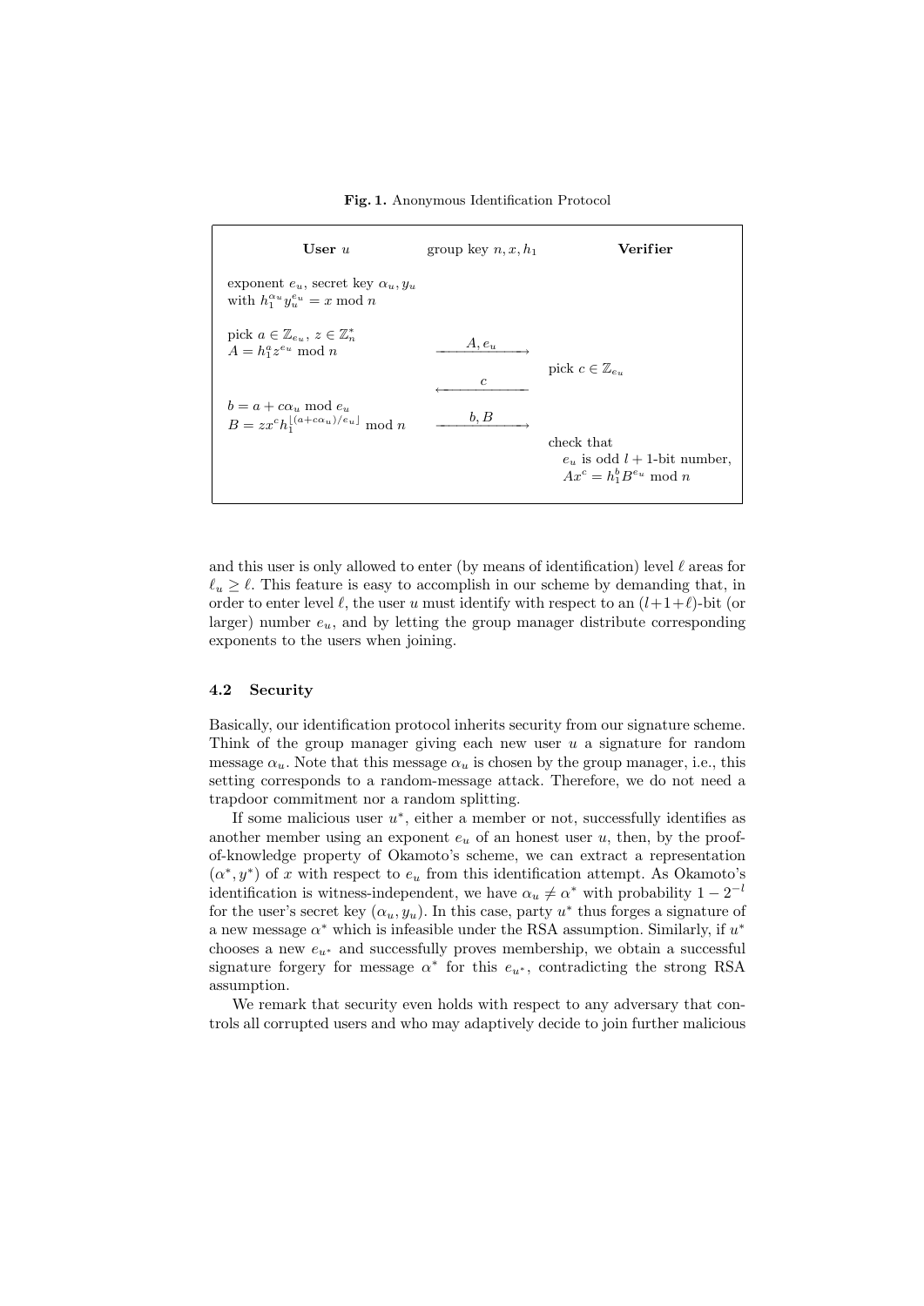**Fig. 1.** Anonymous Identification Protocol

| **User** $u$ | group key $n, x, h_1$ | **Verifier** |
|---|---|---|
| exponent $e_u$, secret key $\alpha_u, y_u$ with $h_1^{\alpha_u} y_u^{e_u} = x \bmod n$ | | |
| pick $a \in \mathbb{Z}_{e_u}$, $z \in \mathbb{Z}_n^*$ $A = h_1^a z^{e_u} \bmod n$ | $\xrightarrow{A, e_u}$ | |
| | | pick $c \in \mathbb{Z}_{e_u}$ |
| | $\xleftarrow{c}$ | |
| $b = a + c\alpha_u \bmod e_u$ $B = zx^c h_1^{\lfloor (a+c\alpha_u)/e_u \rfloor} \bmod n$ | $\xrightarrow{b, B}$ | |
| | | check that $e_u$ is odd $l+1$-bit number, $Ax^c = h_1^b B^{e_u} \bmod n$ |

and this user is only allowed to enter (by means of identification) level $\ell$ areas for $\ell_u \geq \ell$. This feature is easy to accomplish in our scheme by demanding that, in order to enter level $\ell$, the user $u$ must identify with respect to an $(l+1+\ell)$-bit (or larger) number $e_u$, and by letting the group manager distribute corresponding exponents to the users when joining.

### 4.2 Security

Basically, our identification protocol inherits security from our signature scheme. Think of the group manager giving each new user $u$ a signature for random message $\alpha_u$. Note that this message $\alpha_u$ is chosen by the group manager, i.e., this setting corresponds to a random-message attack. Therefore, we do not need a trapdoor commitment nor a random splitting.

If some malicious user $u^*$, either a member or not, successfully identifies as another member using an exponent $e_u$ of an honest user $u$, then, by the proof-of-knowledge property of Okamoto's scheme, we can extract a representation $(\alpha^*, y^*)$ of $x$ with respect to $e_u$ from this identification attempt. As Okamoto's identification is witness-independent, we have $\alpha_u \neq \alpha^*$ with probability $1 - 2^{-l}$ for the user's secret key $(\alpha_u, y_u)$. In this case, party $u^*$ thus forges a signature of a new message $\alpha^*$ which is infeasible under the RSA assumption. Similarly, if $u^*$ chooses a new $e_{u^*}$ and successfully proves membership, we obtain a successful signature forgery for message $\alpha^*$ for this $e_{u^*}$, contradicting the strong RSA assumption.

We remark that security even holds with respect to any adversary that controls all corrupted users and who may adaptively decide to join further malicious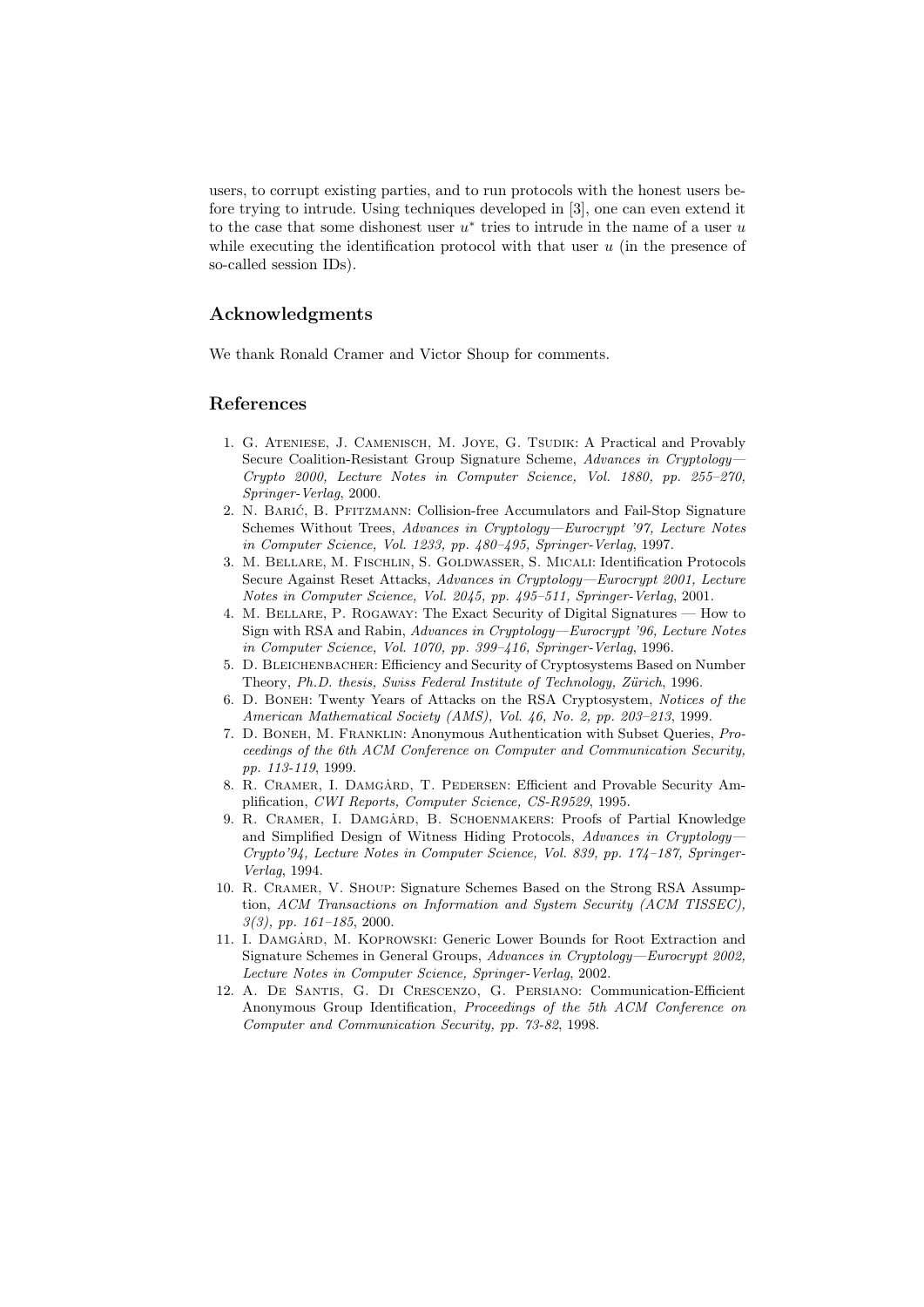users, to corrupt existing parties, and to run protocols with the honest users before trying to intrude. Using techniques developed in [3], one can even extend it to the case that some dishonest user $u^*$ tries to intrude in the name of a user $u$ while executing the identification protocol with that user $u$ (in the presence of so-called session IDs).

## Acknowledgments

We thank Ronald Cramer and Victor Shoup for comments.

## References

1. G. Ateniese, J. Camenisch, M. Joye, G. Tsudik: A Practical and Provably Secure Coalition-Resistant Group Signature Scheme, *Advances in Cryptology—Crypto 2000, Lecture Notes in Computer Science, Vol. 1880, pp. 255–270, Springer-Verlag*, 2000.
2. N. Barić, B. Pfitzmann: Collision-free Accumulators and Fail-Stop Signature Schemes Without Trees, *Advances in Cryptology—Eurocrypt '97, Lecture Notes in Computer Science, Vol. 1233, pp. 480–495, Springer-Verlag*, 1997.
3. M. Bellare, M. Fischlin, S. Goldwasser, S. Micali: Identification Protocols Secure Against Reset Attacks, *Advances in Cryptology—Eurocrypt 2001, Lecture Notes in Computer Science, Vol. 2045, pp. 495–511, Springer-Verlag*, 2001.
4. M. Bellare, P. Rogaway: The Exact Security of Digital Signatures — How to Sign with RSA and Rabin, *Advances in Cryptology—Eurocrypt '96, Lecture Notes in Computer Science, Vol. 1070, pp. 399–416, Springer-Verlag*, 1996.
5. D. Bleichenbacher: Efficiency and Security of Cryptosystems Based on Number Theory, *Ph.D. thesis, Swiss Federal Institute of Technology, Zürich*, 1996.
6. D. Boneh: Twenty Years of Attacks on the RSA Cryptosystem, *Notices of the American Mathematical Society (AMS), Vol. 46, No. 2, pp. 203–213*, 1999.
7. D. Boneh, M. Franklin: Anonymous Authentication with Subset Queries, *Proceedings of the 6th ACM Conference on Computer and Communication Security, pp. 113-119*, 1999.
8. R. Cramer, I. Damgård, T. Pedersen: Efficient and Provable Security Amplification, *CWI Reports, Computer Science, CS-R9529*, 1995.
9. R. Cramer, I. Damgård, B. Schoenmakers: Proofs of Partial Knowledge and Simplified Design of Witness Hiding Protocols, *Advances in Cryptology—Crypto'94, Lecture Notes in Computer Science, Vol. 839, pp. 174–187, Springer-Verlag*, 1994.
10. R. Cramer, V. Shoup: Signature Schemes Based on the Strong RSA Assumption, *ACM Transactions on Information and System Security (ACM TISSEC), 3(3), pp. 161–185*, 2000.
11. I. Damgård, M. Koprowski: Generic Lower Bounds for Root Extraction and Signature Schemes in General Groups, *Advances in Cryptology—Eurocrypt 2002, Lecture Notes in Computer Science, Springer-Verlag*, 2002.
12. A. De Santis, G. Di Crescenzo, G. Persiano: Communication-Efficient Anonymous Group Identification, *Proceedings of the 5th ACM Conference on Computer and Communication Security, pp. 73-82*, 1998.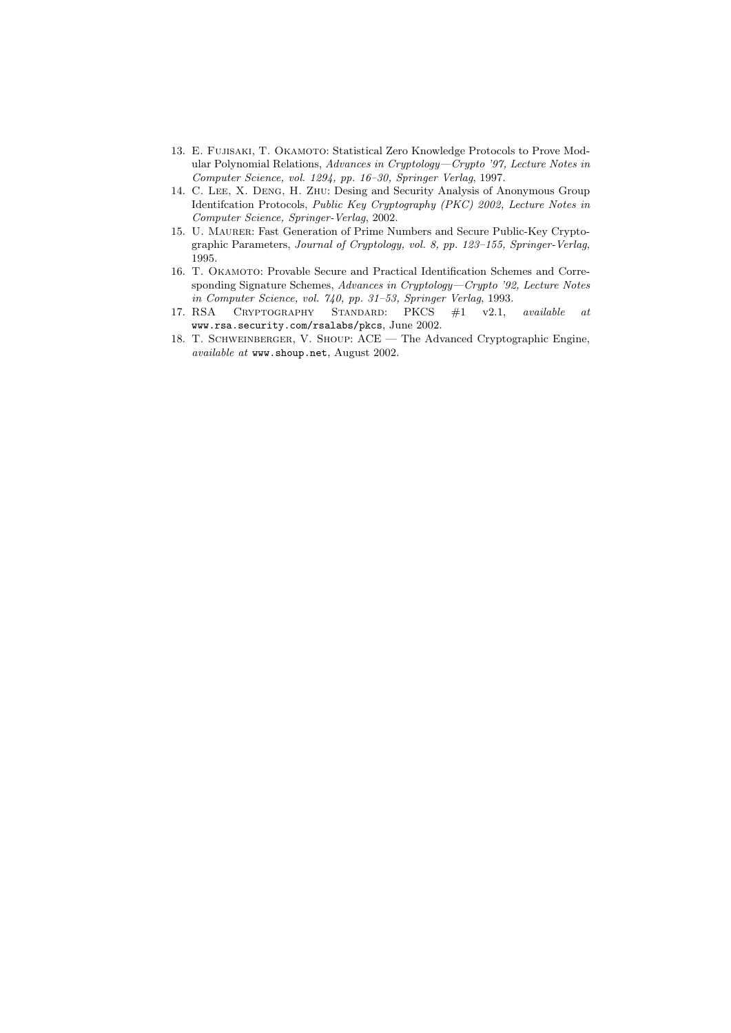13. E. Fujisaki, T. Okamoto: Statistical Zero Knowledge Protocols to Prove Modular Polynomial Relations, *Advances in Cryptology—Crypto '97, Lecture Notes in Computer Science, vol. 1294, pp. 16–30, Springer Verlag*, 1997.
14. C. Lee, X. Deng, H. Zhu: Desing and Security Analysis of Anonymous Group Identifcation Protocols, *Public Key Cryptography (PKC) 2002, Lecture Notes in Computer Science, Springer-Verlag*, 2002.
15. U. Maurer: Fast Generation of Prime Numbers and Secure Public-Key Cryptographic Parameters, *Journal of Cryptology, vol. 8, pp. 123–155, Springer-Verlag*, 1995.
16. T. Okamoto: Provable Secure and Practical Identification Schemes and Corresponding Signature Schemes, *Advances in Cryptology—Crypto '92, Lecture Notes in Computer Science, vol. 740, pp. 31–53, Springer Verlag*, 1993.
17. RSA Cryptography Standard: PKCS #1 v2.1, *available at* `www.rsa.security.com/rsalabs/pkcs`, June 2002.
18. T. Schweinberger, V. Shoup: ACE — The Advanced Cryptographic Engine, *available at* `www.shoup.net`, August 2002.